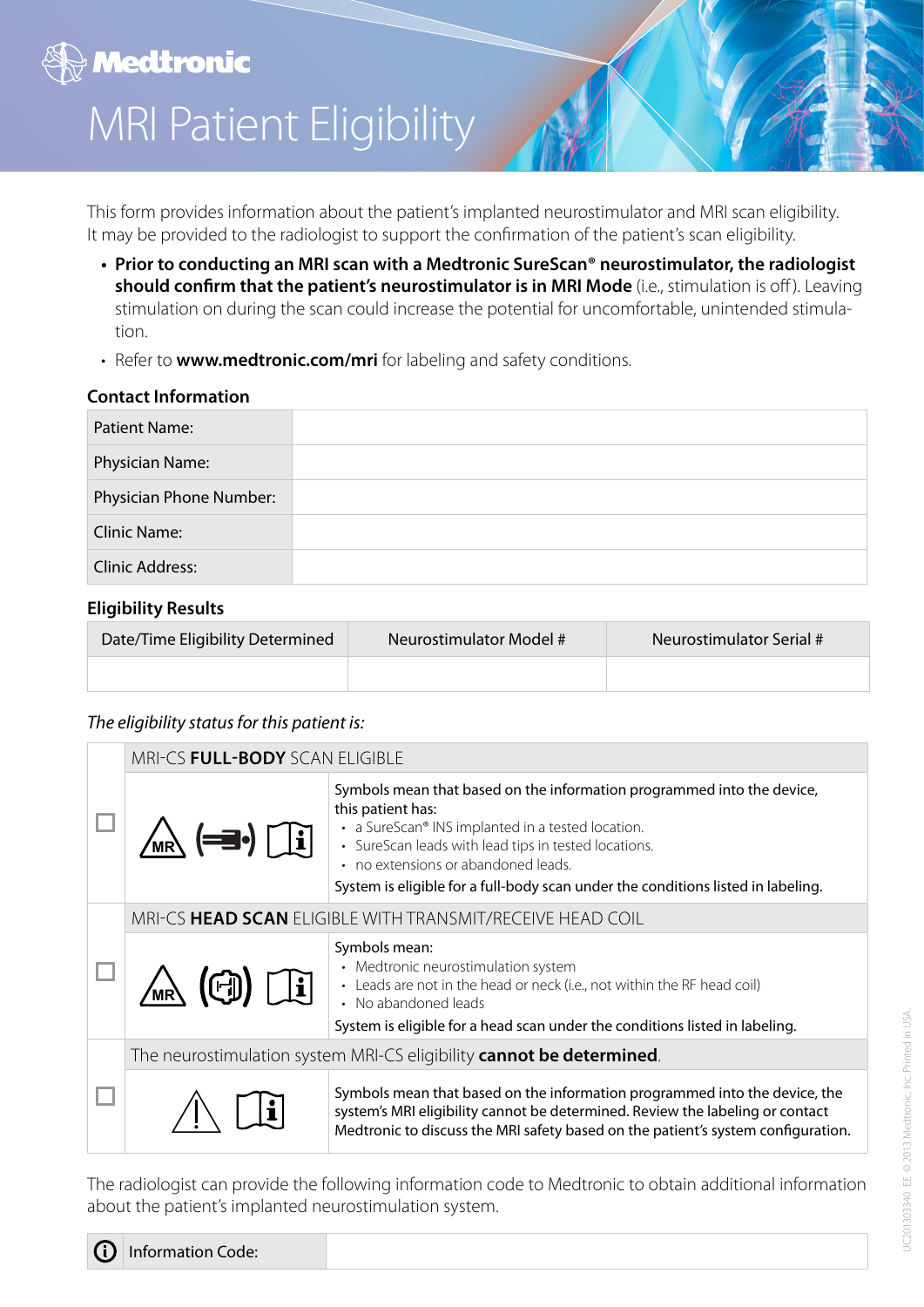Medtronic

# MRI Patient Eligibility

This form provides information about the patient's implanted neurostimulator and MRI scan eligibility. It may be provided to the radiologist to support the confirmation of the patient's scan eligibility.

- **Prior to conducting an MRI scan with a Medtronic SureScan® neurostimulator, the radiologist should confirm that the patient's neurostimulator is in MRI Mode** (i.e., stimulation is off). Leaving stimulation on during the scan could increase the potential for uncomfortable, unintended stimulation.
- Refer to **www.medtronic.com/mri** for labeling and safety conditions.

### Contact Information

| Patient Name: | |
|---|---|
| Physician Name: | |
| Physician Phone Number: | |
| Clinic Name: | |
| Clinic Address: | |

### Eligibility Results

| Date/Time Eligibility Determined | Neurostimulator Model # | Neurostimulator Serial # |
|---|---|---|
| | | |

*The eligibility status for this patient is:*

| ☐ | MRI-CS **FULL-BODY** SCAN ELIGIBLE | |
|---|---|---|
| | | Symbols mean that based on the information programmed into the device, this patient has:<br>• a SureScan® INS implanted in a tested location.<br>• SureScan leads with lead tips in tested locations.<br>• no extensions or abandoned leads.<br>System is eligible for a full-body scan under the conditions listed in labeling. |
| ☐ | MRI-CS **HEAD SCAN** ELIGIBLE WITH TRANSMIT/RECEIVE HEAD COIL | |
| | | Symbols mean:<br>• Medtronic neurostimulation system<br>• Leads are not in the head or neck (i.e., not within the RF head coil)<br>• No abandoned leads<br>System is eligible for a head scan under the conditions listed in labeling. |
| ☐ | The neurostimulation system MRI-CS eligibility **cannot be determined**. | |
| | | Symbols mean that based on the information programmed into the device, the system's MRI eligibility cannot be determined. Review the labeling or contact Medtronic to discuss the MRI safety based on the patient's system configuration. |

The radiologist can provide the following information code to Medtronic to obtain additional information about the patient's implanted neurostimulation system.

| Information Code: | |
|---|---|

UC201303340 EE © 2013 Medtronic, Inc. Printed in USA.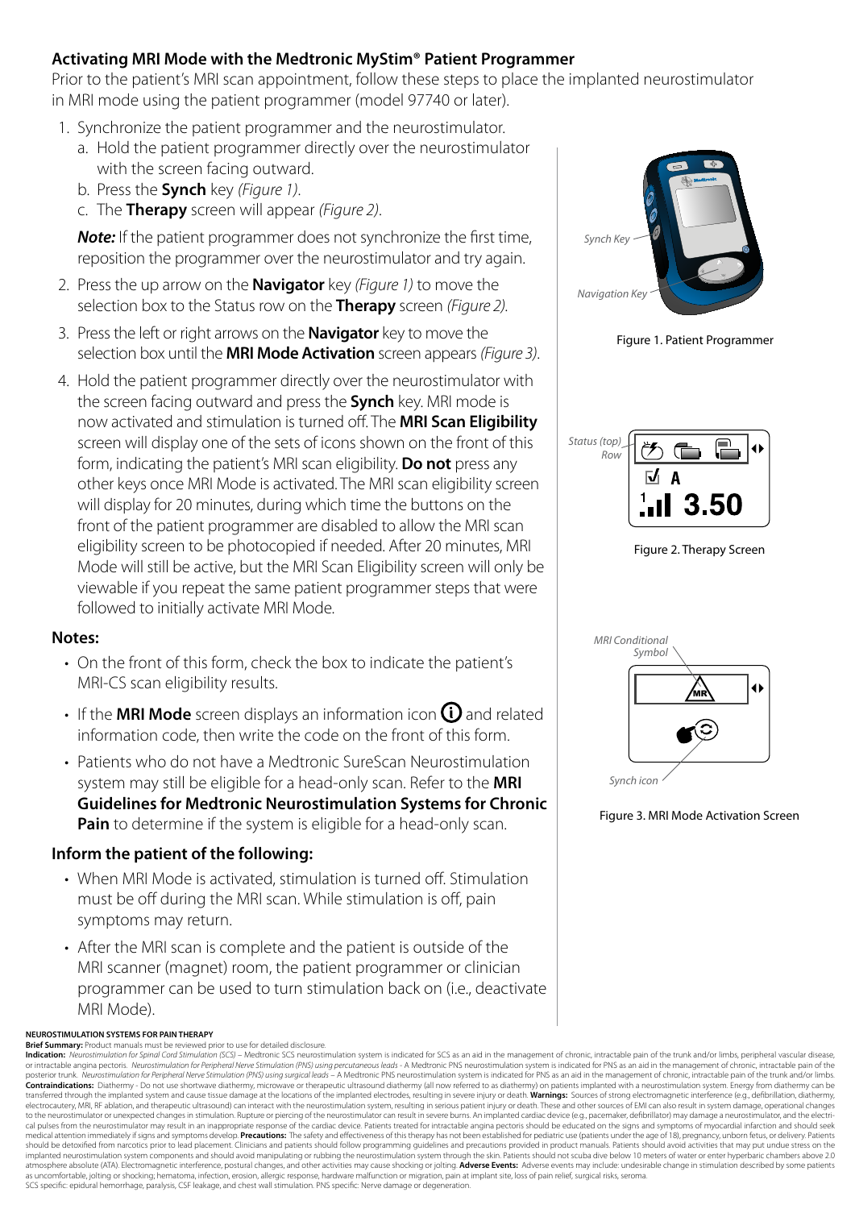## Activating MRI Mode with the Medtronic MyStim® Patient Programmer

Prior to the patient's MRI scan appointment, follow these steps to place the implanted neurostimulator in MRI mode using the patient programmer (model 97740 or later).

1. Synchronize the patient programmer and the neurostimulator.
   a. Hold the patient programmer directly over the neurostimulator with the screen facing outward.
   b. Press the **Synch** key *(Figure 1)*.
   c. The **Therapy** screen will appear *(Figure 2)*.

   ***Note:*** If the patient programmer does not synchronize the first time, reposition the programmer over the neurostimulator and try again.
2. Press the up arrow on the **Navigator** key *(Figure 1)* to move the selection box to the Status row on the **Therapy** screen *(Figure 2)*.
3. Press the left or right arrows on the **Navigator** key to move the selection box until the **MRI Mode Activation** screen appears *(Figure 3)*.
4. Hold the patient programmer directly over the neurostimulator with the screen facing outward and press the **Synch** key. MRI mode is now activated and stimulation is turned off. The **MRI Scan Eligibility** screen will display one of the sets of icons shown on the front of this form, indicating the patient's MRI scan eligibility. **Do not** press any other keys once MRI Mode is activated. The MRI scan eligibility screen will display for 20 minutes, during which time the buttons on the front of the patient programmer are disabled to allow the MRI scan eligibility screen to be photocopied if needed. After 20 minutes, MRI Mode will still be active, but the MRI Scan Eligibility screen will only be viewable if you repeat the same patient programmer steps that were followed to initially activate MRI Mode.

Synch Key

Navigation Key

Figure 1. Patient Programmer

Status (top) Row

3.50

Figure 2. Therapy Screen

MRI Conditional Symbol

MR

Synch icon

Figure 3. MRI Mode Activation Screen

### Notes:

- On the front of this form, check the box to indicate the patient's MRI-CS scan eligibility results.
- If the **MRI Mode** screen displays an information icon ⓘ and related information code, then write the code on the front of this form.
- Patients who do not have a Medtronic SureScan Neurostimulation system may still be eligible for a head-only scan. Refer to the **MRI Guidelines for Medtronic Neurostimulation Systems for Chronic Pain** to determine if the system is eligible for a head-only scan.

### Inform the patient of the following:

- When MRI Mode is activated, stimulation is turned off. Stimulation must be off during the MRI scan. While stimulation is off, pain symptoms may return.
- After the MRI scan is complete and the patient is outside of the MRI scanner (magnet) room, the patient programmer or clinician programmer can be used to turn stimulation back on (i.e., deactivate MRI Mode).

**NEUROSTIMULATION SYSTEMS FOR PAIN THERAPY**

**Brief Summary:** Product manuals must be reviewed prior to use for detailed disclosure.

**Indication:** *Neurostimulation for Spinal Cord Stimulation (SCS)* – Medtronic SCS neurostimulation system is indicated for SCS as an aid in the management of chronic, intractable pain of the trunk and/or limbs, peripheral vascular disease, or intractable angina pectoris. *Neurostimulation for Peripheral Nerve Stimulation (PNS) using percutaneous leads* - A Medtronic PNS neurostimulation system is indicated for PNS as an aid in the management of chronic, intractable pain of the posterior trunk. *Neurostimulation for Peripheral Nerve Stimulation (PNS) using surgical leads* – A Medtronic PNS neurostimulation system is indicated for PNS as an aid in the management of chronic, intractable pain of the trunk and/or limbs. **Contraindications:** Diathermy - Do not use shortwave diathermy, microwave or therapeutic ultrasound diathermy (all now referred to as diathermy) on patients implanted with a neurostimulation system. Energy from diathermy can be transferred through the implanted system and cause tissue damage at the locations of the implanted electrodes, resulting in severe injury or death. **Warnings:** Sources of strong electromagnetic interference (e.g., defibrillation, diathermy, electrocautery, MRI, RF ablation, and therapeutic ultrasound) can interact with the neurostimulation system, resulting in serious patient injury or death. These and other sources of EMI can also result in system damage, operational changes to the neurostimulator or unexpected changes in stimulation. Rupture or piercing of the neurostimulator can result in severe burns. An implanted cardiac device (e.g., pacemaker, defibrillator) may damage a neurostimulator, and the electrical pulses from the neurostimulator may result in an inappropriate response of the cardiac device. Patients treated for intractable angina pectoris should be educated on the signs and symptoms of myocardial infarction and should seek medical attention immediately if signs and symptoms develop. **Precautions:** The safety and effectiveness of this therapy has not been established for pediatric use (patients under the age of 18), pregnancy, unborn fetus, or delivery. Patients should be detoxified from narcotics prior to lead placement. Clinicians and patients should follow programming guidelines and precautions provided in product manuals. Patients should avoid activities that may put undue stress on the implanted neurostimulation system components and should avoid manipulating or rubbing the neurostimulation system through the skin. Patients should not scuba dive below 10 meters of water or enter hyperbaric chambers above 2.0 atmosphere absolute (ATA). Electromagnetic interference, postural changes, and other activities may cause shocking or jolting. **Adverse Events:** Adverse events may include: undesirable change in stimulation described by some patients as uncomfortable, jolting or shocking; hematoma, infection, erosion, allergic response, hardware malfunction or migration, pain at implant site, loss of pain relief, surgical risks, seroma.
SCS specific: epidural hemorrhage, paralysis, CSF leakage, and chest wall stimulation. PNS specific: Nerve damage or degeneration.